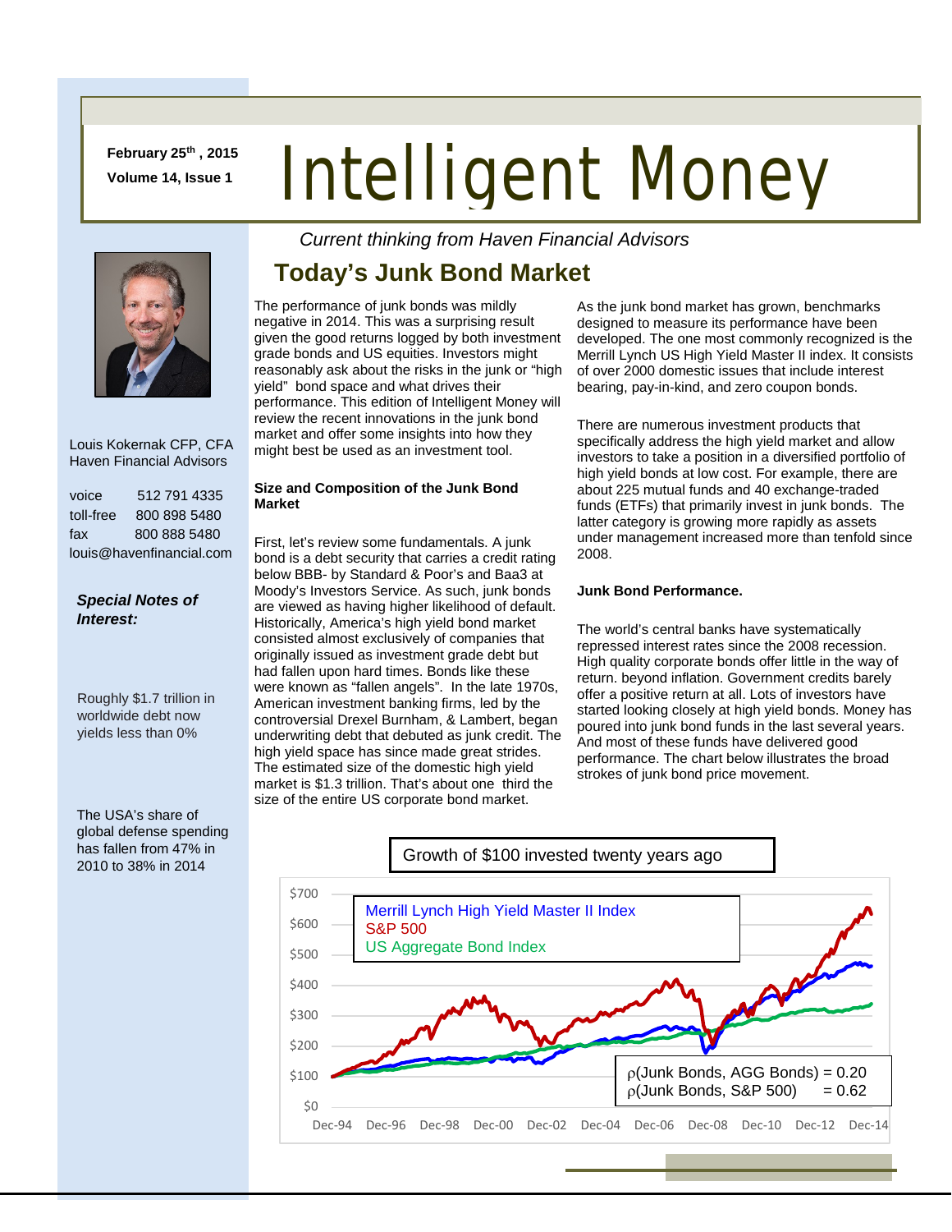February 25th, 2015
Volume 14, Issue 1

# Intelligent Money

*Current thinking from Haven Financial Advisors*

Louis Kokernak CFP, CFA
Haven Financial Advisors

voice 512 791 4335
toll-free 800 898 5480
fax 800 888 5480
louis@havenfinancial.com

***Special Notes of Interest:***

Roughly $1.7 trillion in worldwide debt now yields less than 0%

The USA's share of global defense spending has fallen from 47% in 2010 to 38% in 2014

## Today's Junk Bond Market

The performance of junk bonds was mildly negative in 2014. This was a surprising result given the good returns logged by both investment grade bonds and US equities. Investors might reasonably ask about the risks in the junk or "high yield" bond space and what drives their performance. This edition of Intelligent Money will review the recent innovations in the junk bond market and offer some insights into how they might best be used as an investment tool.

**Size and Composition of the Junk Bond Market**

First, let's review some fundamentals. A junk bond is a debt security that carries a credit rating below BBB- by Standard & Poor's and Baa3 at Moody's Investors Service. As such, junk bonds are viewed as having higher likelihood of default. Historically, America's high yield bond market consisted almost exclusively of companies that originally issued as investment grade debt but had fallen upon hard times. Bonds like these were known as "fallen angels". In the late 1970s, American investment banking firms, led by the controversial Drexel Burnham, & Lambert, began underwriting debt that debuted as junk credit. The high yield space has since made great strides. The estimated size of the domestic high yield market is $1.3 trillion. That's about one third the size of the entire US corporate bond market.

As the junk bond market has grown, benchmarks designed to measure its performance have been developed. The one most commonly recognized is the Merrill Lynch US High Yield Master II index. It consists of over 2000 domestic issues that include interest bearing, pay-in-kind, and zero coupon bonds.

There are numerous investment products that specifically address the high yield market and allow investors to take a position in a diversified portfolio of high yield bonds at low cost. For example, there are about 225 mutual funds and 40 exchange-traded funds (ETFs) that primarily invest in junk bonds. The latter category is growing more rapidly as assets under management increased more than tenfold since 2008.

**Junk Bond Performance.**

The world's central banks have systematically repressed interest rates since the 2008 recession. High quality corporate bonds offer little in the way of return. beyond inflation. Government credits barely offer a positive return at all. Lots of investors have started looking closely at high yield bonds. Money has poured into junk bond funds in the last several years. And most of these funds have delivered good performance. The chart below illustrates the broad strokes of junk bond price movement.

**Growth of $100 invested twenty years ago**

Legend: Merrill Lynch High Yield Master II Index; S&P 500; US Aggregate Bond Index

$\rho$(Junk Bonds, AGG Bonds) = 0.20
$\rho$(Junk Bonds, S&P 500) = 0.62

Y-axis: $0 – $700; X-axis: Dec-94 – Dec-14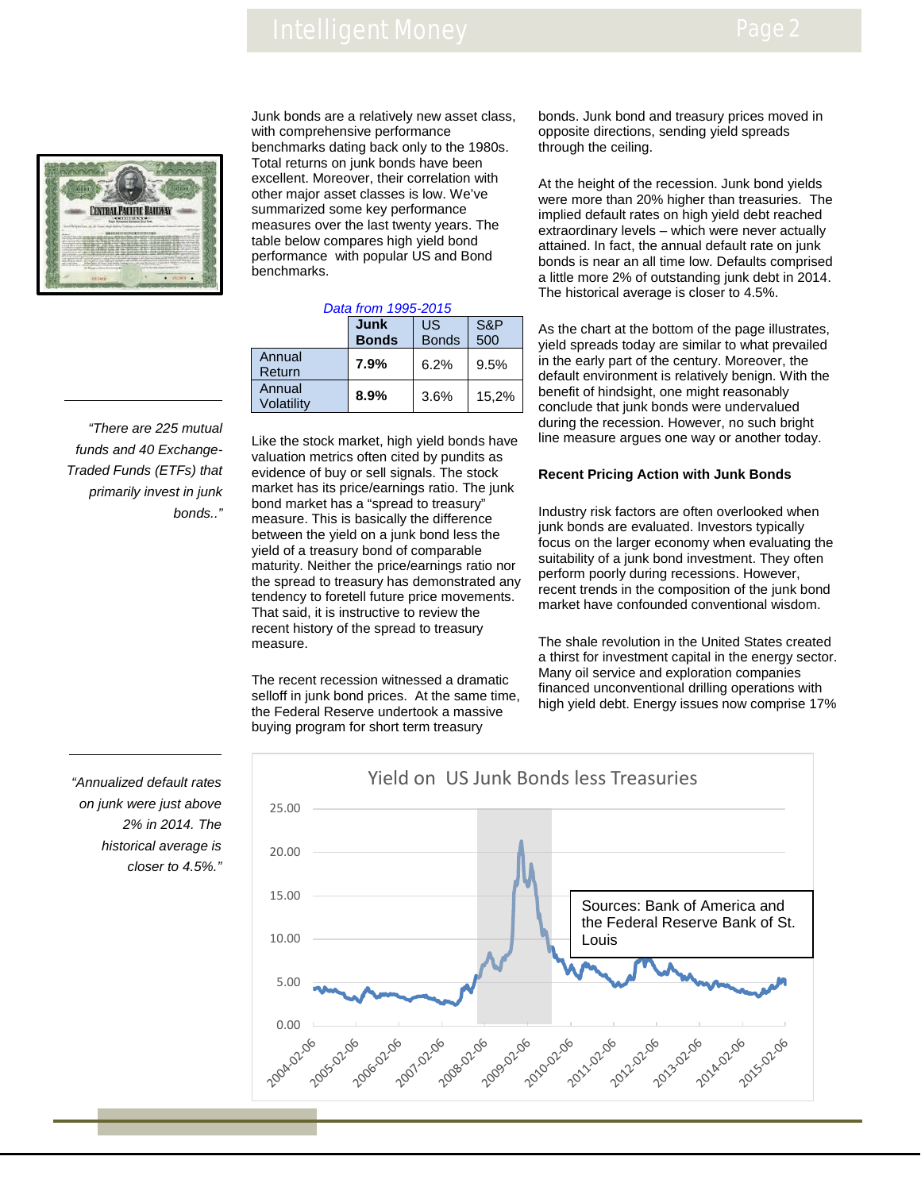Junk bonds are a relatively new asset class, with comprehensive performance benchmarks dating back only to the 1980s. Total returns on junk bonds have been excellent. Moreover, their correlation with other major asset classes is low. We've summarized some key performance measures over the last twenty years. The table below compares high yield bond performance with popular US and Bond benchmarks.

*Data from 1995-2015*

| | **Junk Bonds** | US Bonds | S&P 500 |
|---|---|---|---|
| Annual Return | **7.9%** | 6.2% | 9.5% |
| Annual Volatility | **8.9%** | 3.6% | 15,2% |

*"There are 225 mutual funds and 40 Exchange-Traded Funds (ETFs) that primarily invest in junk bonds.."*

Like the stock market, high yield bonds have valuation metrics often cited by pundits as evidence of buy or sell signals. The stock market has its price/earnings ratio. The junk bond market has a "spread to treasury" measure. This is basically the difference between the yield on a junk bond less the yield of a treasury bond of comparable maturity. Neither the price/earnings ratio nor the spread to treasury has demonstrated any tendency to foretell future price movements. That said, it is instructive to review the recent history of the spread to treasury measure.

The recent recession witnessed a dramatic selloff in junk bond prices. At the same time, the Federal Reserve undertook a massive buying program for short term treasury bonds. Junk bond and treasury prices moved in opposite directions, sending yield spreads through the ceiling.

At the height of the recession. Junk bond yields were more than 20% higher than treasuries. The implied default rates on high yield debt reached extraordinary levels – which were never actually attained. In fact, the annual default rate on junk bonds is near an all time low. Defaults comprised a little more 2% of outstanding junk debt in 2014. The historical average is closer to 4.5%.

As the chart at the bottom of the page illustrates, yield spreads today are similar to what prevailed in the early part of the century. Moreover, the default environment is relatively benign. With the benefit of hindsight, one might reasonably conclude that junk bonds were undervalued during the recession. However, no such bright line measure argues one way or another today.

**Recent Pricing Action with Junk Bonds**

Industry risk factors are often overlooked when junk bonds are evaluated. Investors typically focus on the larger economy when evaluating the suitability of a junk bond investment. They often perform poorly during recessions. However, recent trends in the composition of the junk bond market have confounded conventional wisdom.

The shale revolution in the United States created a thirst for investment capital in the energy sector. Many oil service and exploration companies financed unconventional drilling operations with high yield debt. Energy issues now comprise 17%

*"Annualized default rates on junk were just above 2% in 2014. The historical average is closer to 4.5%."*

Yield on US Junk Bonds less Treasuries

Sources: Bank of America and the Federal Reserve Bank of St. Louis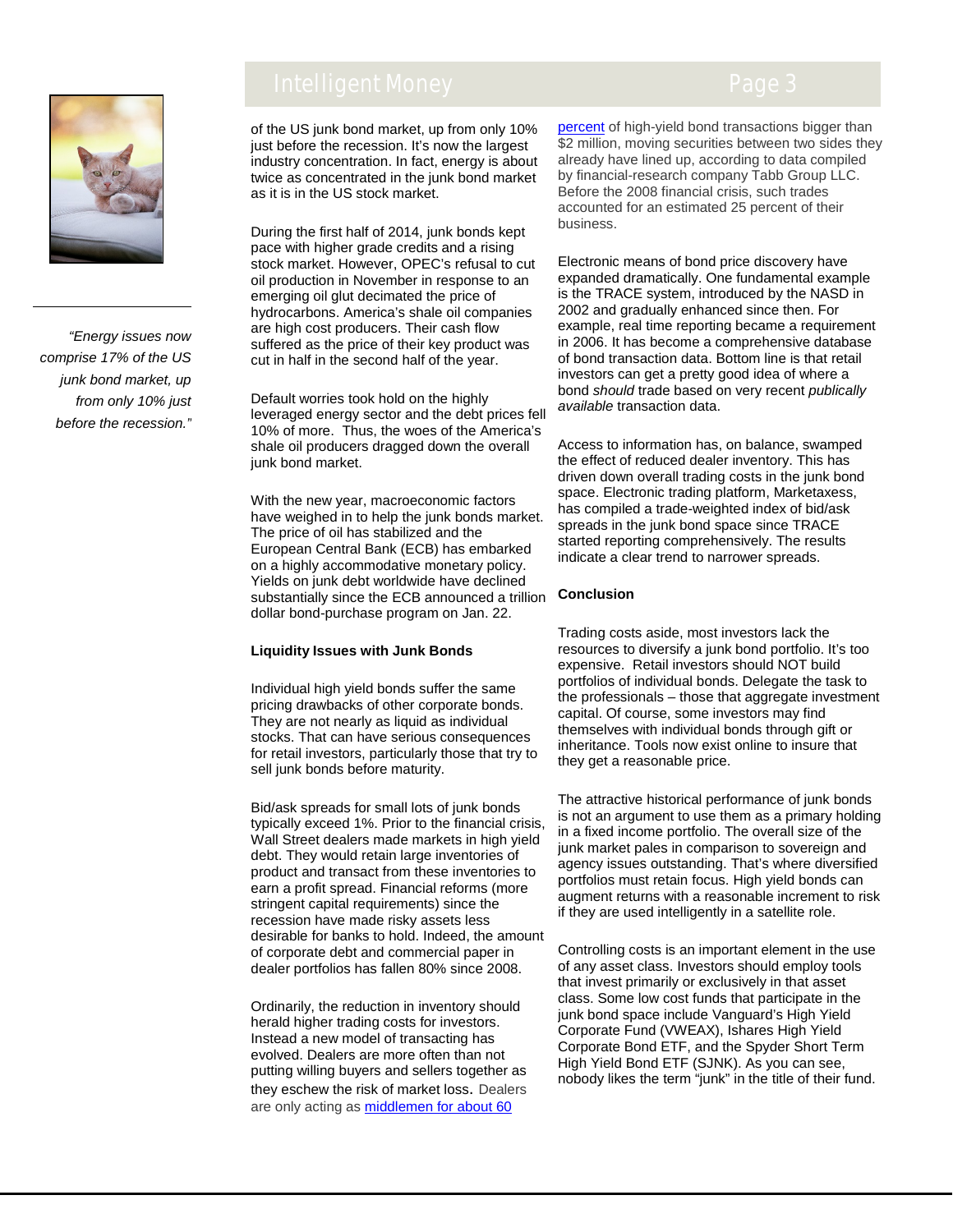of the US junk bond market, up from only 10% just before the recession. It's now the largest industry concentration. In fact, energy is about twice as concentrated in the junk bond market as it is in the US stock market.

*"Energy issues now comprise 17% of the US junk bond market, up from only 10% just before the recession."*

During the first half of 2014, junk bonds kept pace with higher grade credits and a rising stock market. However, OPEC's refusal to cut oil production in November in response to an emerging oil glut decimated the price of hydrocarbons. America's shale oil companies are high cost producers. Their cash flow suffered as the price of their key product was cut in half in the second half of the year.

Default worries took hold on the highly leveraged energy sector and the debt prices fell 10% of more. Thus, the woes of the America's shale oil producers dragged down the overall junk bond market.

With the new year, macroeconomic factors have weighed in to help the junk bonds market. The price of oil has stabilized and the European Central Bank (ECB) has embarked on a highly accommodative monetary policy. Yields on junk debt worldwide have declined substantially since the ECB announced a trillion dollar bond-purchase program on Jan. 22.

**Liquidity Issues with Junk Bonds**

Individual high yield bonds suffer the same pricing drawbacks of other corporate bonds. They are not nearly as liquid as individual stocks. That can have serious consequences for retail investors, particularly those that try to sell junk bonds before maturity.

Bid/ask spreads for small lots of junk bonds typically exceed 1%. Prior to the financial crisis, Wall Street dealers made markets in high yield debt. They would retain large inventories of product and transact from these inventories to earn a profit spread. Financial reforms (more stringent capital requirements) since the recession have made risky assets less desirable for banks to hold. Indeed, the amount of corporate debt and commercial paper in dealer portfolios has fallen 80% since 2008.

Ordinarily, the reduction in inventory should herald higher trading costs for investors. Instead a new model of transacting has evolved. Dealers are more often than not putting willing buyers and sellers together as they eschew the risk of market loss. Dealers are only acting as middlemen for about 60 percent of high-yield bond transactions bigger than $2 million, moving securities between two sides they already have lined up, according to data compiled by financial-research company Tabb Group LLC. Before the 2008 financial crisis, such trades accounted for an estimated 25 percent of their business.

Electronic means of bond price discovery have expanded dramatically. One fundamental example is the TRACE system, introduced by the NASD in 2002 and gradually enhanced since then. For example, real time reporting became a requirement in 2006. It has become a comprehensive database of bond transaction data. Bottom line is that retail investors can get a pretty good idea of where a bond *should* trade based on very recent *publically available* transaction data.

Access to information has, on balance, swamped the effect of reduced dealer inventory. This has driven down overall trading costs in the junk bond space. Electronic trading platform, Marketaxess, has compiled a trade-weighted index of bid/ask spreads in the junk bond space since TRACE started reporting comprehensively. The results indicate a clear trend to narrower spreads.

**Conclusion**

Trading costs aside, most investors lack the resources to diversify a junk bond portfolio. It's too expensive. Retail investors should NOT build portfolios of individual bonds. Delegate the task to the professionals – those that aggregate investment capital. Of course, some investors may find themselves with individual bonds through gift or inheritance. Tools now exist online to insure that they get a reasonable price.

The attractive historical performance of junk bonds is not an argument to use them as a primary holding in a fixed income portfolio. The overall size of the junk market pales in comparison to sovereign and agency issues outstanding. That's where diversified portfolios must retain focus. High yield bonds can augment returns with a reasonable increment to risk if they are used intelligently in a satellite role.

Controlling costs is an important element in the use of any asset class. Investors should employ tools that invest primarily or exclusively in that asset class. Some low cost funds that participate in the junk bond space include Vanguard's High Yield Corporate Fund (VWEAX), Ishares High Yield Corporate Bond ETF, and the Spyder Short Term High Yield Bond ETF (SJNK). As you can see, nobody likes the term "junk" in the title of their fund.